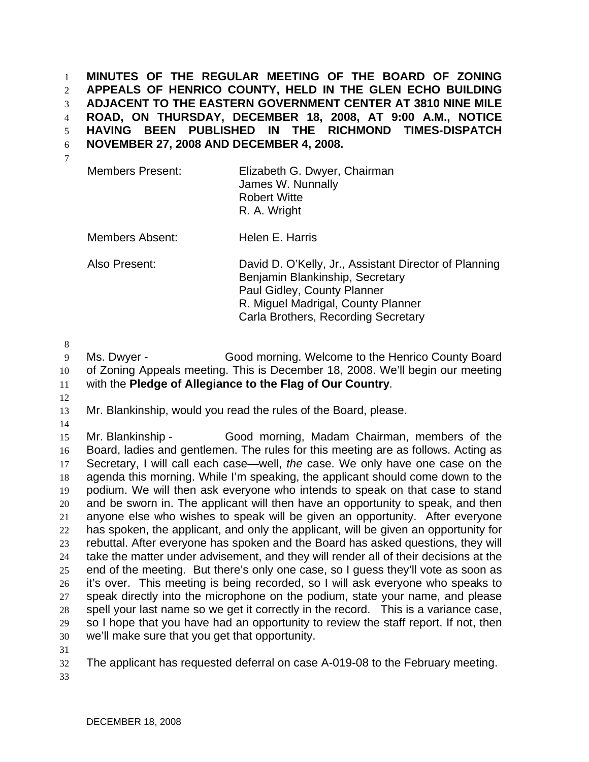**MINUTES OF THE REGULAR MEETING OF THE BOARD OF ZONING APPEALS OF HENRICO COUNTY, HELD IN THE GLEN ECHO BUILDING ADJACENT TO THE EASTERN GOVERNMENT CENTER AT 3810 NINE MILE ROAD, ON THURSDAY, DECEMBER 18, 2008, AT 9:00 A.M., NOTICE HAVING BEEN PUBLISHED IN THE RICHMOND TIMES-DISPATCH NOVEMBER 27, 2008 AND DECEMBER 4, 2008.**

| | |
|---|---|
| Members Present: | Elizabeth G. Dwyer, Chairman<br>James W. Nunnally<br>Robert Witte<br>R. A. Wright |
| Members Absent: | Helen E. Harris |
| Also Present: | David D. O'Kelly, Jr., Assistant Director of Planning<br>Benjamin Blankinship, Secretary<br>Paul Gidley, County Planner<br>R. Miguel Madrigal, County Planner<br>Carla Brothers, Recording Secretary |

Ms. Dwyer - Good morning. Welcome to the Henrico County Board of Zoning Appeals meeting. This is December 18, 2008. We'll begin our meeting with the **Pledge of Allegiance to the Flag of Our Country**.

Mr. Blankinship, would you read the rules of the Board, please.

Mr. Blankinship - Good morning, Madam Chairman, members of the Board, ladies and gentlemen. The rules for this meeting are as follows. Acting as Secretary, I will call each case—well, *the* case. We only have one case on the agenda this morning. While I'm speaking, the applicant should come down to the podium. We will then ask everyone who intends to speak on that case to stand and be sworn in. The applicant will then have an opportunity to speak, and then anyone else who wishes to speak will be given an opportunity. After everyone has spoken, the applicant, and only the applicant, will be given an opportunity for rebuttal. After everyone has spoken and the Board has asked questions, they will take the matter under advisement, and they will render all of their decisions at the end of the meeting. But there's only one case, so I guess they'll vote as soon as it's over. This meeting is being recorded, so I will ask everyone who speaks to speak directly into the microphone on the podium, state your name, and please spell your last name so we get it correctly in the record. This is a variance case, so I hope that you have had an opportunity to review the staff report. If not, then we'll make sure that you get that opportunity.

The applicant has requested deferral on case A-019-08 to the February meeting.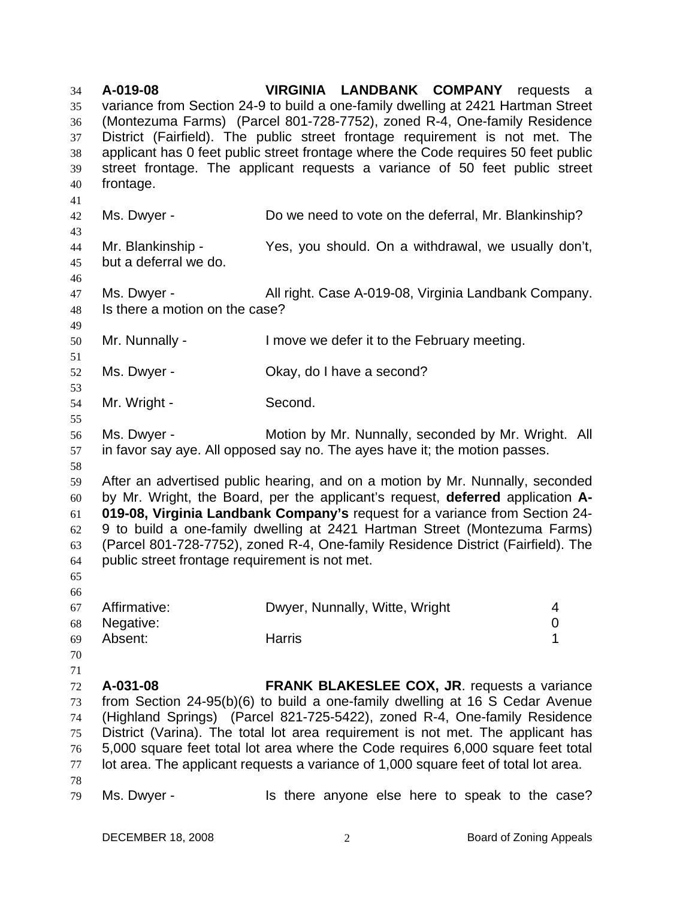**A-019-08** **VIRGINIA LANDBANK COMPANY** requests a variance from Section 24-9 to build a one-family dwelling at 2421 Hartman Street (Montezuma Farms) (Parcel 801-728-7752), zoned R-4, One-family Residence District (Fairfield). The public street frontage requirement is not met. The applicant has 0 feet public street frontage where the Code requires 50 feet public street frontage. The applicant requests a variance of 50 feet public street frontage.

Ms. Dwyer - Do we need to vote on the deferral, Mr. Blankinship?

Mr. Blankinship - Yes, you should. On a withdrawal, we usually don't, but a deferral we do.

Ms. Dwyer - All right. Case A-019-08, Virginia Landbank Company. Is there a motion on the case?

Mr. Nunnally - I move we defer it to the February meeting.

Ms. Dwyer - Okay, do I have a second?

Mr. Wright - Second.

Ms. Dwyer - Motion by Mr. Nunnally, seconded by Mr. Wright. All in favor say aye. All opposed say no. The ayes have it; the motion passes.

After an advertised public hearing, and on a motion by Mr. Nunnally, seconded by Mr. Wright, the Board, per the applicant's request, **deferred** application **A-019-08, Virginia Landbank Company's** request for a variance from Section 24-9 to build a one-family dwelling at 2421 Hartman Street (Montezuma Farms) (Parcel 801-728-7752), zoned R-4, One-family Residence District (Fairfield). The public street frontage requirement is not met.

| | | |
|---|---|---|
| Affirmative: | Dwyer, Nunnally, Witte, Wright | 4 |
| Negative: | | 0 |
| Absent: | Harris | 1 |

**A-031-08** **FRANK BLAKESLEE COX, JR**. requests a variance from Section 24-95(b)(6) to build a one-family dwelling at 16 S Cedar Avenue (Highland Springs) (Parcel 821-725-5422), zoned R-4, One-family Residence District (Varina). The total lot area requirement is not met. The applicant has 5,000 square feet total lot area where the Code requires 6,000 square feet total lot area. The applicant requests a variance of 1,000 square feet of total lot area.

Ms. Dwyer - Is there anyone else here to speak to the case?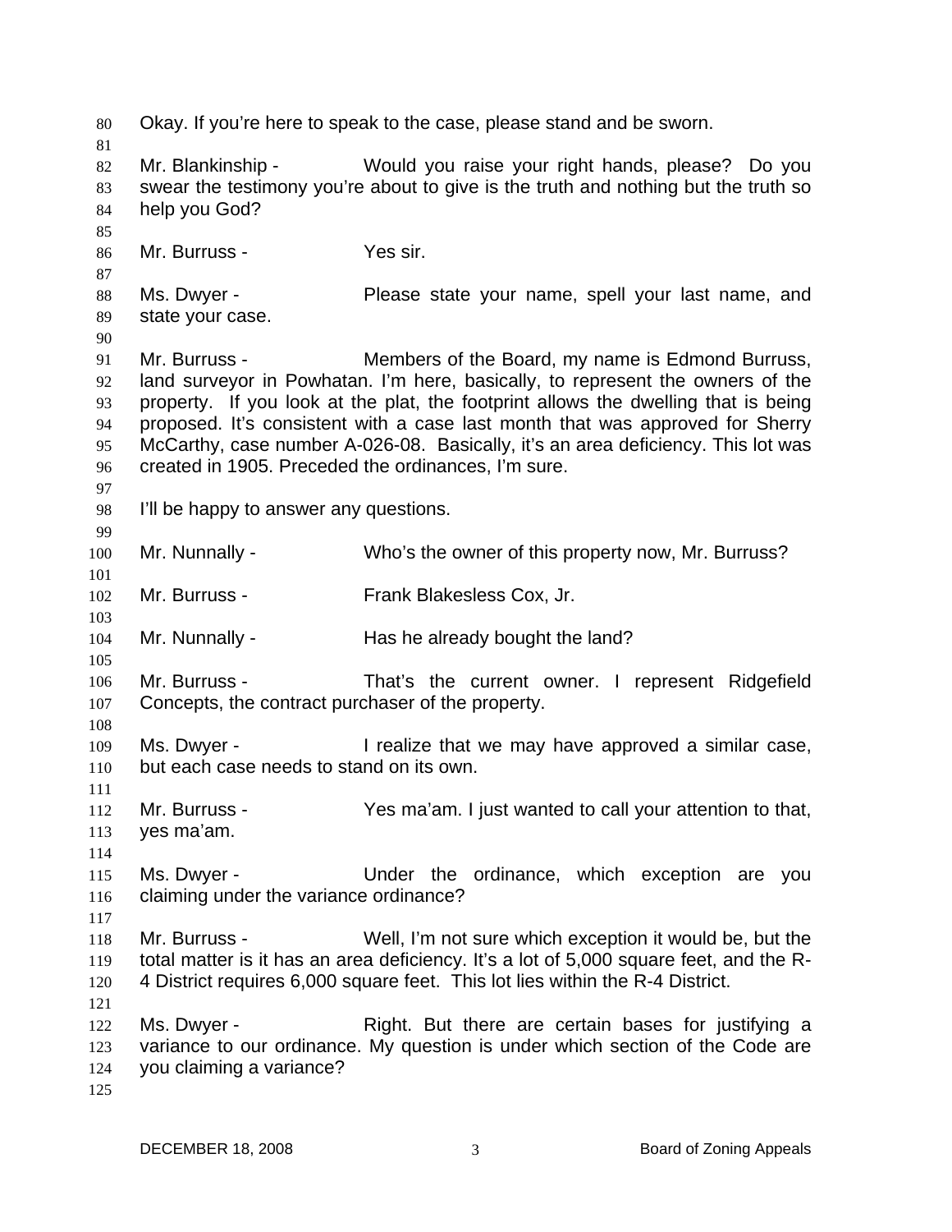Okay. If you're here to speak to the case, please stand and be sworn.

Mr. Blankinship - Would you raise your right hands, please? Do you swear the testimony you're about to give is the truth and nothing but the truth so help you God?

Mr. Burruss - Yes sir.

Ms. Dwyer - Please state your name, spell your last name, and state your case.

Mr. Burruss - Members of the Board, my name is Edmond Burruss, land surveyor in Powhatan. I'm here, basically, to represent the owners of the property. If you look at the plat, the footprint allows the dwelling that is being proposed. It's consistent with a case last month that was approved for Sherry McCarthy, case number A-026-08. Basically, it's an area deficiency. This lot was created in 1905. Preceded the ordinances, I'm sure.

I'll be happy to answer any questions.

Mr. Nunnally - Who's the owner of this property now, Mr. Burruss?

Mr. Burruss - Frank Blakesless Cox, Jr.

Mr. Nunnally - Has he already bought the land?

Mr. Burruss - That's the current owner. I represent Ridgefield Concepts, the contract purchaser of the property.

Ms. Dwyer - I realize that we may have approved a similar case, but each case needs to stand on its own.

Mr. Burruss - Yes ma'am. I just wanted to call your attention to that, yes ma'am.

Ms. Dwyer - Under the ordinance, which exception are you claiming under the variance ordinance?

Mr. Burruss - Well, I'm not sure which exception it would be, but the total matter is it has an area deficiency. It's a lot of 5,000 square feet, and the R-4 District requires 6,000 square feet. This lot lies within the R-4 District.

Ms. Dwyer - Right. But there are certain bases for justifying a variance to our ordinance. My question is under which section of the Code are you claiming a variance?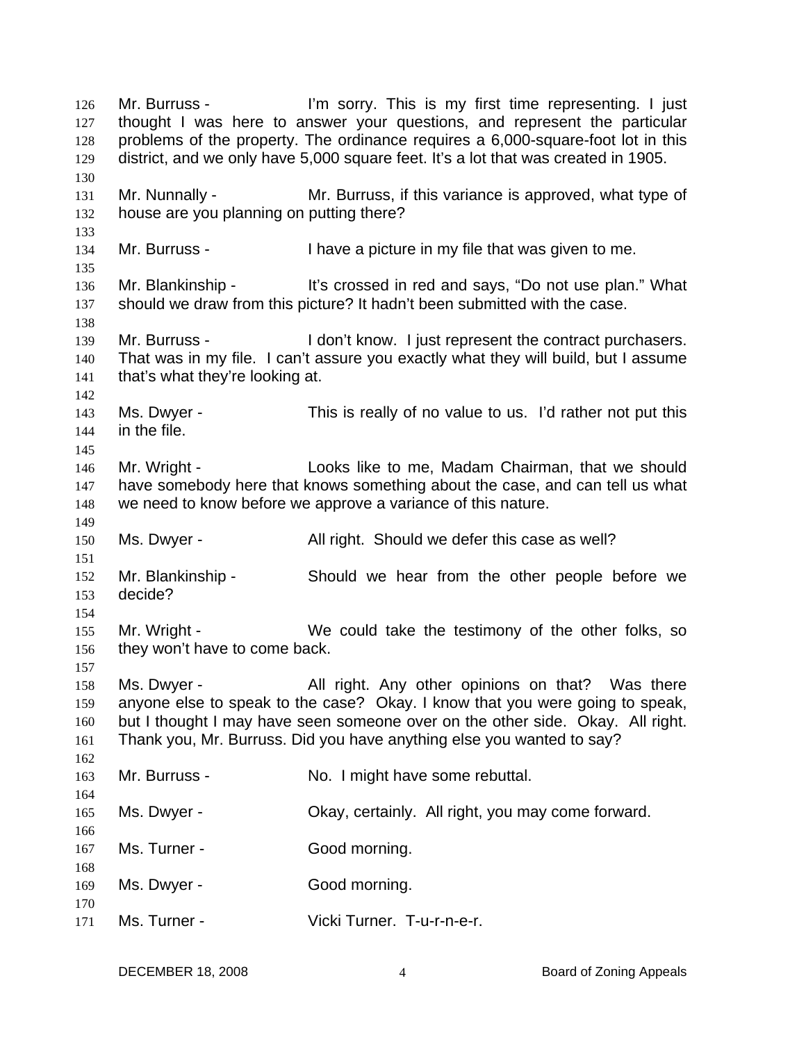126 Mr. Burruss - I'm sorry. This is my first time representing. I just
127 thought I was here to answer your questions, and represent the particular
128 problems of the property. The ordinance requires a 6,000-square-foot lot in this
129 district, and we only have 5,000 square feet. It's a lot that was created in 1905.
130
131 Mr. Nunnally - Mr. Burruss, if this variance is approved, what type of
132 house are you planning on putting there?
133
134 Mr. Burruss - I have a picture in my file that was given to me.
135
136 Mr. Blankinship - It's crossed in red and says, "Do not use plan." What
137 should we draw from this picture? It hadn't been submitted with the case.
138
139 Mr. Burruss - I don't know. I just represent the contract purchasers.
140 That was in my file. I can't assure you exactly what they will build, but I assume
141 that's what they're looking at.
142
143 Ms. Dwyer - This is really of no value to us. I'd rather not put this
144 in the file.
145
146 Mr. Wright - Looks like to me, Madam Chairman, that we should
147 have somebody here that knows something about the case, and can tell us what
148 we need to know before we approve a variance of this nature.
149
150 Ms. Dwyer - All right. Should we defer this case as well?
151
152 Mr. Blankinship - Should we hear from the other people before we
153 decide?
154
155 Mr. Wright - We could take the testimony of the other folks, so
156 they won't have to come back.
157
158 Ms. Dwyer - All right. Any other opinions on that? Was there
159 anyone else to speak to the case? Okay. I know that you were going to speak,
160 but I thought I may have seen someone over on the other side. Okay. All right.
161 Thank you, Mr. Burruss. Did you have anything else you wanted to say?
162
163 Mr. Burruss - No. I might have some rebuttal.
164
165 Ms. Dwyer - Okay, certainly. All right, you may come forward.
166
167 Ms. Turner - Good morning.
168
169 Ms. Dwyer - Good morning.
170
171 Ms. Turner - Vicki Turner. T-u-r-n-e-r.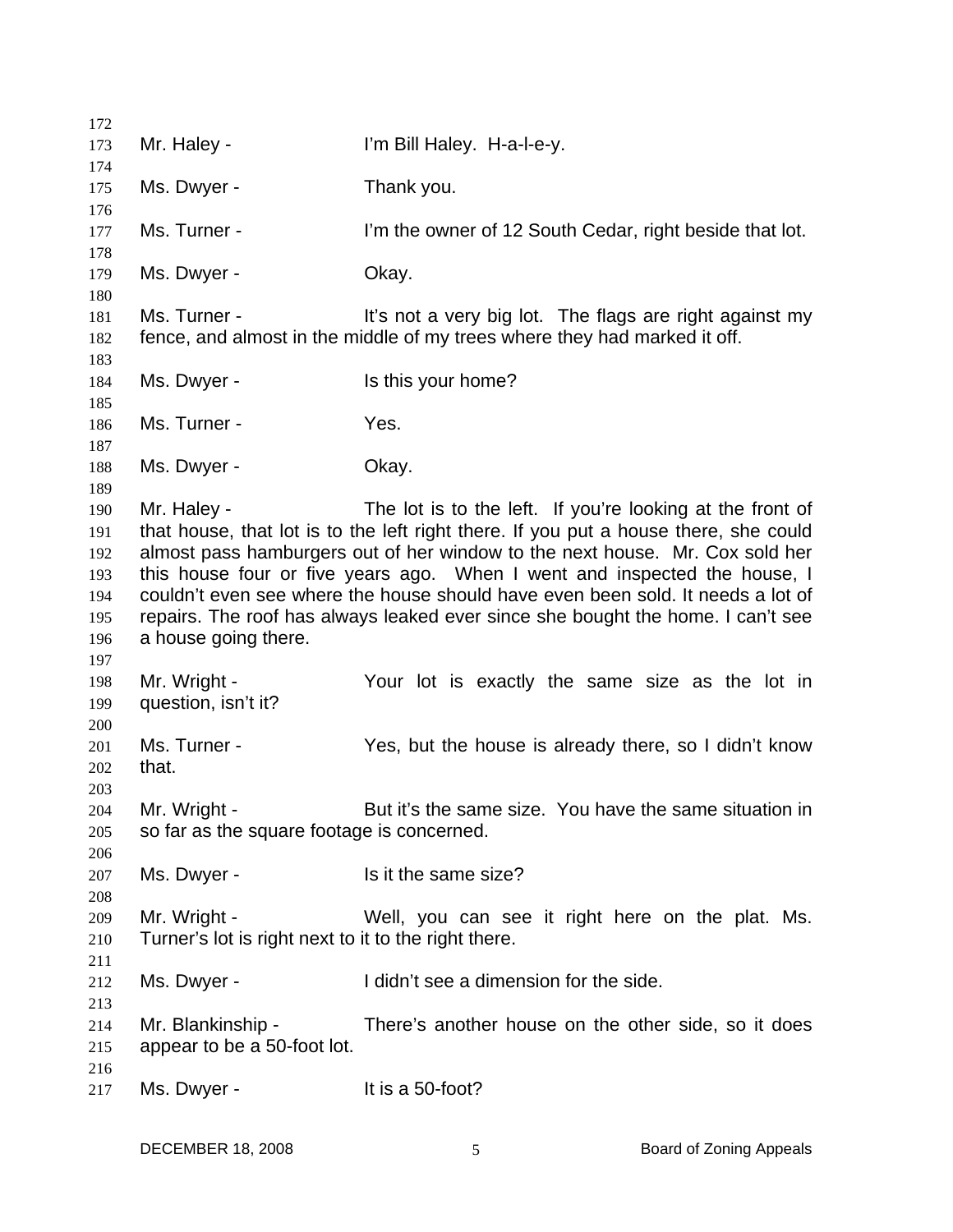Mr. Haley - I'm Bill Haley. H-a-l-e-y.

Ms. Dwyer - Thank you.

Ms. Turner - I'm the owner of 12 South Cedar, right beside that lot.

Ms. Dwyer - Okay.

Ms. Turner - It's not a very big lot. The flags are right against my fence, and almost in the middle of my trees where they had marked it off.

Ms. Dwyer - Is this your home?

Ms. Turner - Yes.

Ms. Dwyer - Okay.

Mr. Haley - The lot is to the left. If you're looking at the front of that house, that lot is to the left right there. If you put a house there, she could almost pass hamburgers out of her window to the next house. Mr. Cox sold her this house four or five years ago. When I went and inspected the house, I couldn't even see where the house should have even been sold. It needs a lot of repairs. The roof has always leaked ever since she bought the home. I can't see a house going there.

Mr. Wright - Your lot is exactly the same size as the lot in question, isn't it?

Ms. Turner - Yes, but the house is already there, so I didn't know that.

Mr. Wright - But it's the same size. You have the same situation in so far as the square footage is concerned.

Ms. Dwyer - Is it the same size?

Mr. Wright - Well, you can see it right here on the plat. Ms. Turner's lot is right next to it to the right there.

Ms. Dwyer - I didn't see a dimension for the side.

Mr. Blankinship - There's another house on the other side, so it does appear to be a 50-foot lot.

Ms. Dwyer - It is a 50-foot?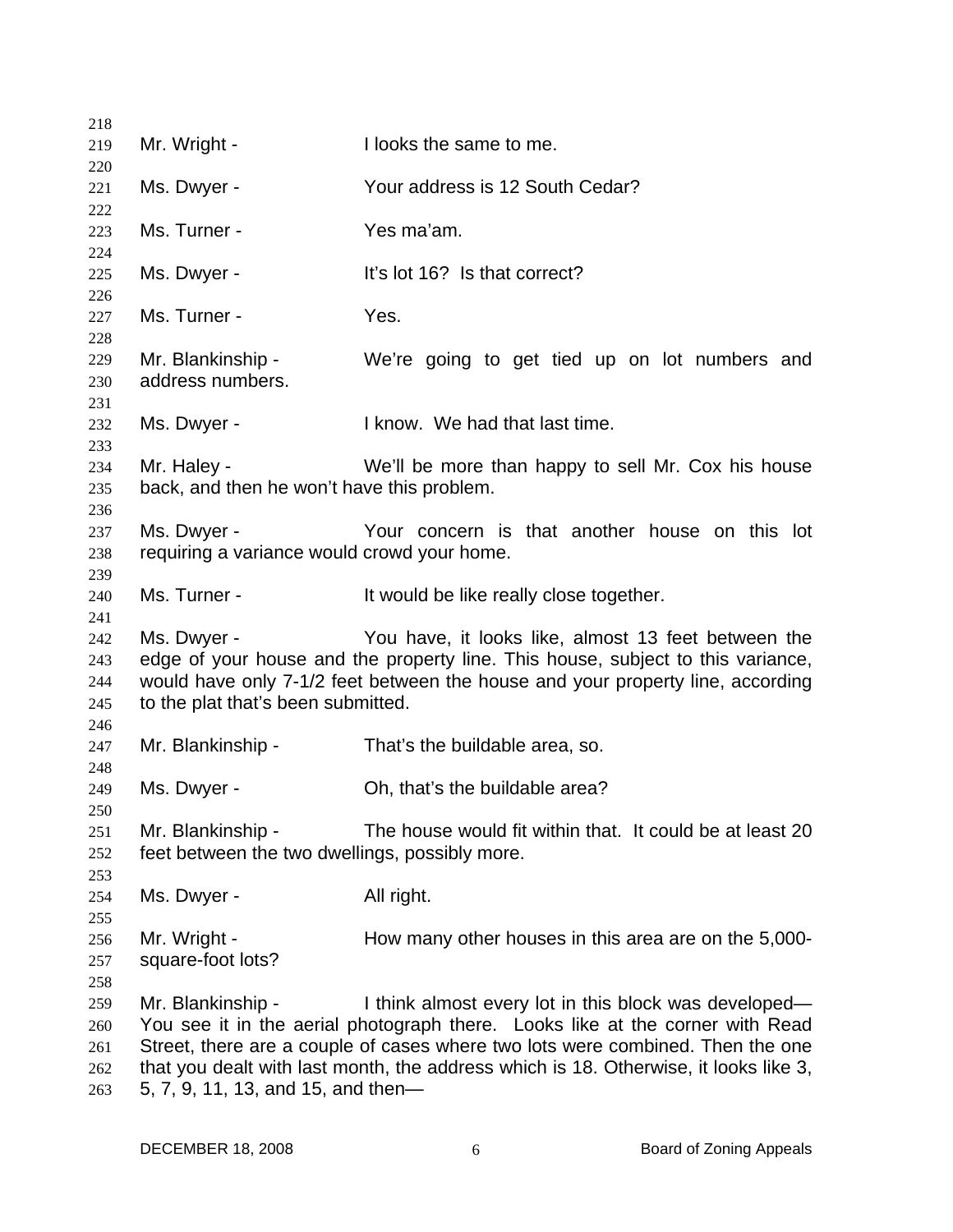Mr. Wright - I looks the same to me.

Ms. Dwyer - Your address is 12 South Cedar?

Ms. Turner - Yes ma'am.

Ms. Dwyer - It's lot 16? Is that correct?

Ms. Turner - Yes.

Mr. Blankinship - We're going to get tied up on lot numbers and address numbers.

Ms. Dwyer - I know. We had that last time.

Mr. Haley - We'll be more than happy to sell Mr. Cox his house back, and then he won't have this problem.

Ms. Dwyer - Your concern is that another house on this lot requiring a variance would crowd your home.

Ms. Turner - It would be like really close together.

Ms. Dwyer - You have, it looks like, almost 13 feet between the edge of your house and the property line. This house, subject to this variance, would have only 7-1/2 feet between the house and your property line, according to the plat that's been submitted.

Mr. Blankinship - That's the buildable area, so.

Ms. Dwyer - Oh, that's the buildable area?

Mr. Blankinship - The house would fit within that. It could be at least 20 feet between the two dwellings, possibly more.

Ms. Dwyer - All right.

Mr. Wright - How many other houses in this area are on the 5,000-square-foot lots?

Mr. Blankinship - I think almost every lot in this block was developed— You see it in the aerial photograph there. Looks like at the corner with Read Street, there are a couple of cases where two lots were combined. Then the one that you dealt with last month, the address which is 18. Otherwise, it looks like 3, 5, 7, 9, 11, 13, and 15, and then—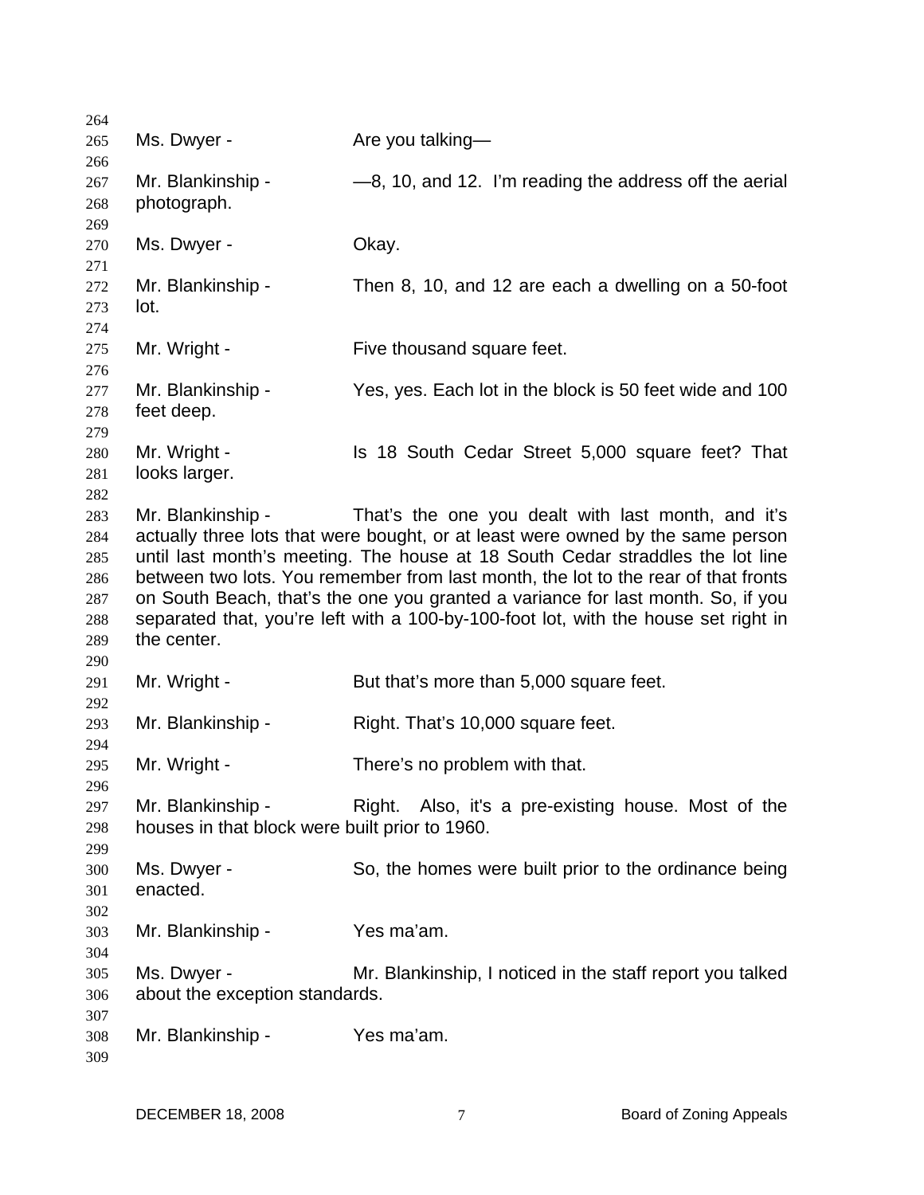Ms. Dwyer - Are you talking—

Mr. Blankinship - —8, 10, and 12. I'm reading the address off the aerial photograph.

Ms. Dwyer - Okay.

Mr. Blankinship - Then 8, 10, and 12 are each a dwelling on a 50-foot lot.

Mr. Wright - Five thousand square feet.

Mr. Blankinship - Yes, yes. Each lot in the block is 50 feet wide and 100 feet deep.

Mr. Wright - Is 18 South Cedar Street 5,000 square feet? That looks larger.

Mr. Blankinship - That's the one you dealt with last month, and it's actually three lots that were bought, or at least were owned by the same person until last month's meeting. The house at 18 South Cedar straddles the lot line between two lots. You remember from last month, the lot to the rear of that fronts on South Beach, that's the one you granted a variance for last month. So, if you separated that, you're left with a 100-by-100-foot lot, with the house set right in the center.

Mr. Wright - But that's more than 5,000 square feet.

Mr. Blankinship - Right. That's 10,000 square feet.

Mr. Wright - There's no problem with that.

Mr. Blankinship - Right. Also, it's a pre-existing house. Most of the houses in that block were built prior to 1960.

Ms. Dwyer - So, the homes were built prior to the ordinance being enacted.

Mr. Blankinship - Yes ma'am.

Ms. Dwyer - Mr. Blankinship, I noticed in the staff report you talked about the exception standards.

Mr. Blankinship - Yes ma'am.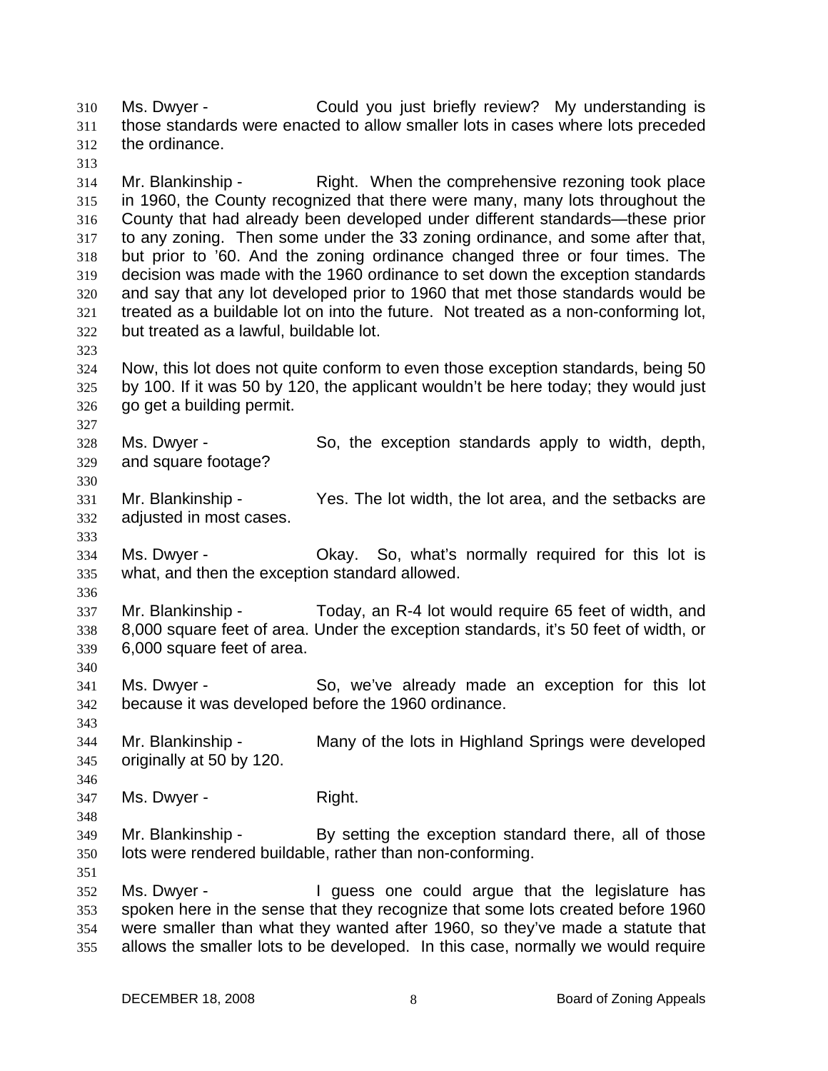Ms. Dwyer - Could you just briefly review? My understanding is those standards were enacted to allow smaller lots in cases where lots preceded the ordinance.

Mr. Blankinship - Right. When the comprehensive rezoning took place in 1960, the County recognized that there were many, many lots throughout the County that had already been developed under different standards—these prior to any zoning. Then some under the 33 zoning ordinance, and some after that, but prior to '60. And the zoning ordinance changed three or four times. The decision was made with the 1960 ordinance to set down the exception standards and say that any lot developed prior to 1960 that met those standards would be treated as a buildable lot on into the future. Not treated as a non-conforming lot, but treated as a lawful, buildable lot.

Now, this lot does not quite conform to even those exception standards, being 50 by 100. If it was 50 by 120, the applicant wouldn't be here today; they would just go get a building permit.

Ms. Dwyer - So, the exception standards apply to width, depth, and square footage?

Mr. Blankinship - Yes. The lot width, the lot area, and the setbacks are adjusted in most cases.

Ms. Dwyer - Okay. So, what's normally required for this lot is what, and then the exception standard allowed.

Mr. Blankinship - Today, an R-4 lot would require 65 feet of width, and 8,000 square feet of area. Under the exception standards, it's 50 feet of width, or 6,000 square feet of area.

Ms. Dwyer - So, we've already made an exception for this lot because it was developed before the 1960 ordinance.

Mr. Blankinship - Many of the lots in Highland Springs were developed originally at 50 by 120.

Ms. Dwyer - Right.

Mr. Blankinship - By setting the exception standard there, all of those lots were rendered buildable, rather than non-conforming.

Ms. Dwyer - I guess one could argue that the legislature has spoken here in the sense that they recognize that some lots created before 1960 were smaller than what they wanted after 1960, so they've made a statute that allows the smaller lots to be developed. In this case, normally we would require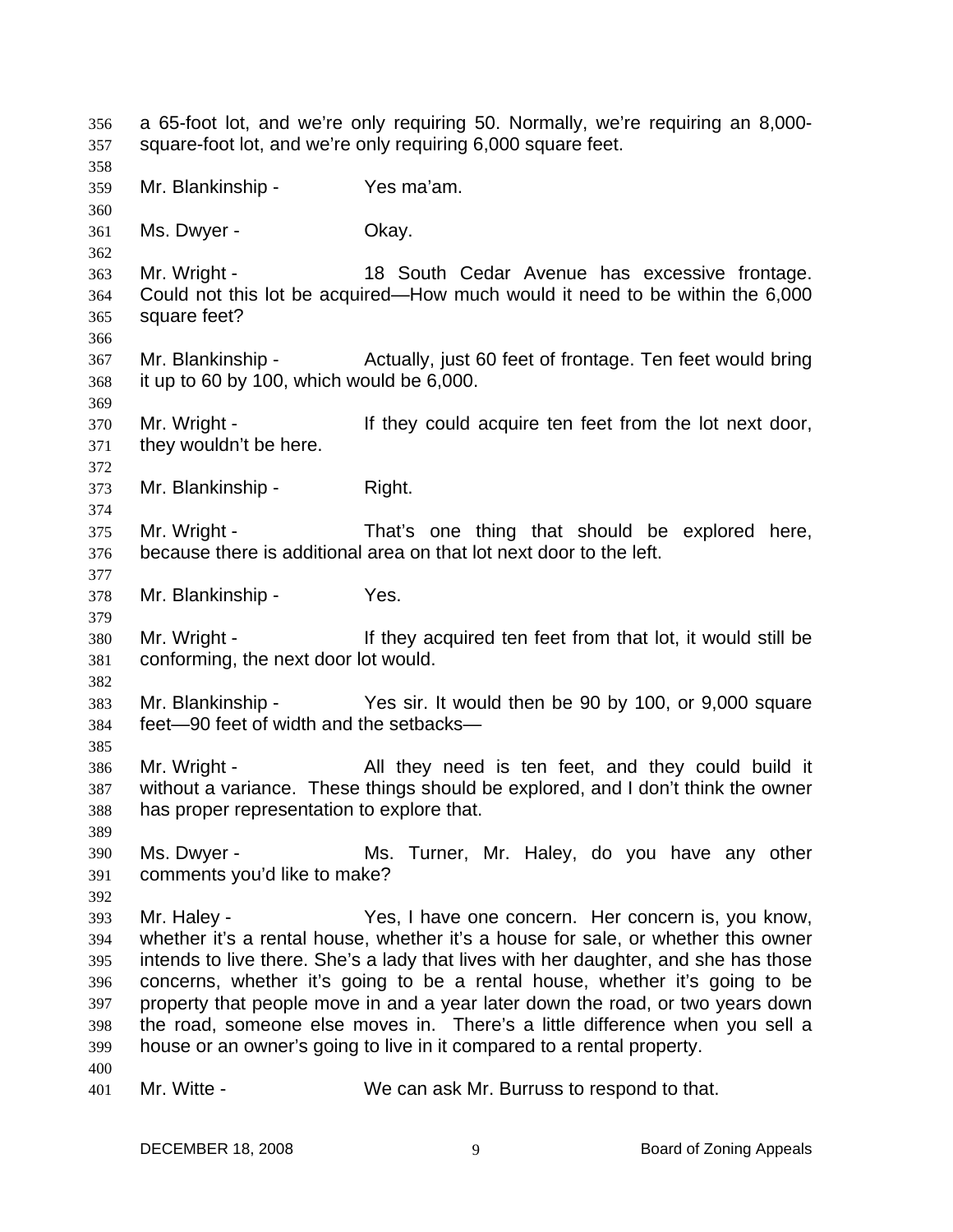356 a 65-foot lot, and we're only requiring 50. Normally, we're requiring an 8,000-
357 square-foot lot, and we're only requiring 6,000 square feet.
358
359 Mr. Blankinship - Yes ma'am.
360
361 Ms. Dwyer - Okay.
362
363 Mr. Wright - 18 South Cedar Avenue has excessive frontage.
364 Could not this lot be acquired—How much would it need to be within the 6,000
365 square feet?
366
367 Mr. Blankinship - Actually, just 60 feet of frontage. Ten feet would bring
368 it up to 60 by 100, which would be 6,000.
369
370 Mr. Wright - If they could acquire ten feet from the lot next door,
371 they wouldn't be here.
372
373 Mr. Blankinship - Right.
374
375 Mr. Wright - That's one thing that should be explored here,
376 because there is additional area on that lot next door to the left.
377
378 Mr. Blankinship - Yes.
379
380 Mr. Wright - If they acquired ten feet from that lot, it would still be
381 conforming, the next door lot would.
382
383 Mr. Blankinship - Yes sir. It would then be 90 by 100, or 9,000 square
384 feet—90 feet of width and the setbacks—
385
386 Mr. Wright - All they need is ten feet, and they could build it
387 without a variance. These things should be explored, and I don't think the owner
388 has proper representation to explore that.
389
390 Ms. Dwyer - Ms. Turner, Mr. Haley, do you have any other
391 comments you'd like to make?
392
393 Mr. Haley - Yes, I have one concern. Her concern is, you know,
394 whether it's a rental house, whether it's a house for sale, or whether this owner
395 intends to live there. She's a lady that lives with her daughter, and she has those
396 concerns, whether it's going to be a rental house, whether it's going to be
397 property that people move in and a year later down the road, or two years down
398 the road, someone else moves in. There's a little difference when you sell a
399 house or an owner's going to live in it compared to a rental property.
400
401 Mr. Witte - We can ask Mr. Burruss to respond to that.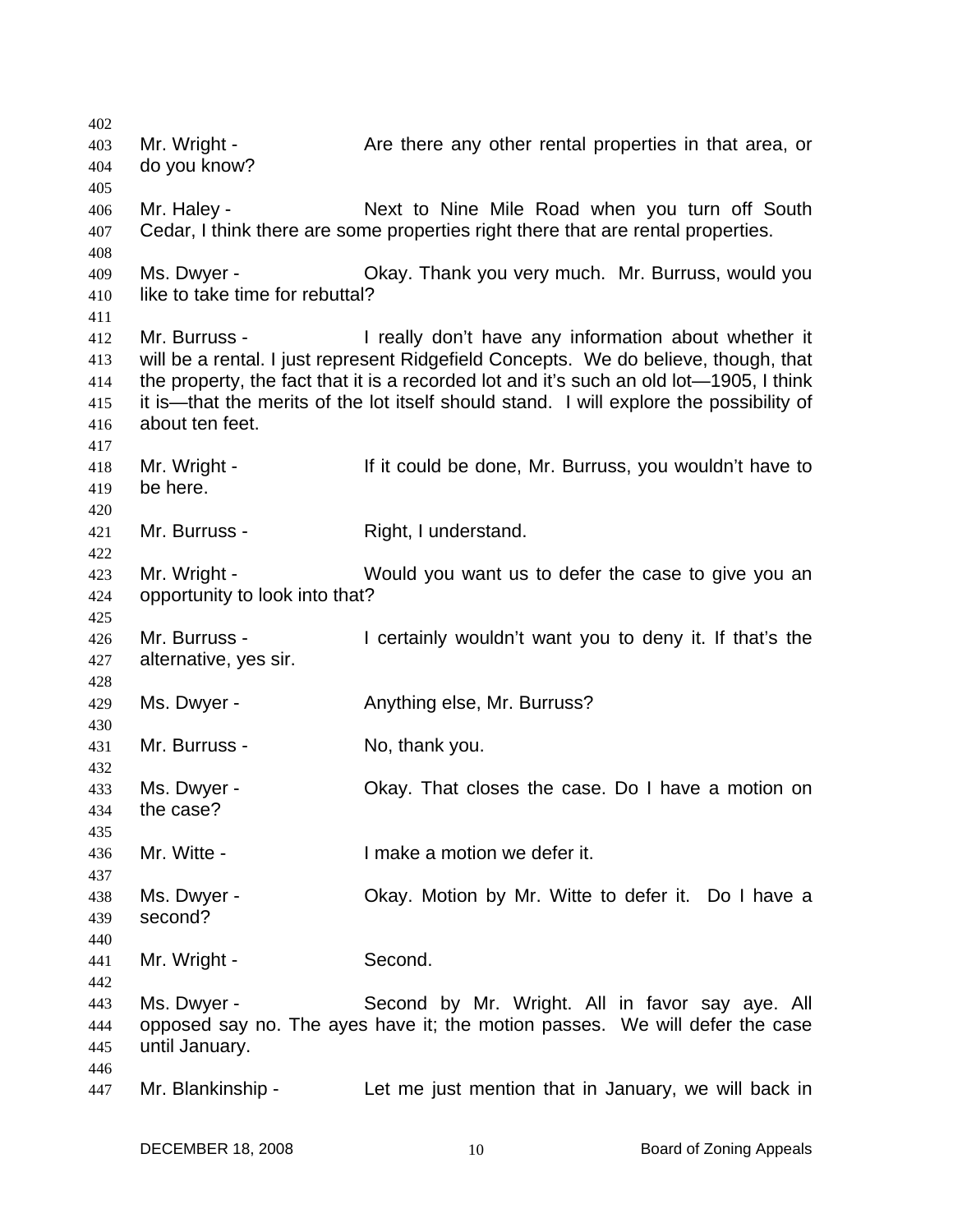Mr. Wright - Are there any other rental properties in that area, or do you know?

Mr. Haley - Next to Nine Mile Road when you turn off South Cedar, I think there are some properties right there that are rental properties.

Ms. Dwyer - Okay. Thank you very much. Mr. Burruss, would you like to take time for rebuttal?

Mr. Burruss - I really don't have any information about whether it will be a rental. I just represent Ridgefield Concepts. We do believe, though, that the property, the fact that it is a recorded lot and it's such an old lot—1905, I think it is—that the merits of the lot itself should stand. I will explore the possibility of about ten feet.

Mr. Wright - If it could be done, Mr. Burruss, you wouldn't have to be here.

Mr. Burruss - Right, I understand.

Mr. Wright - Would you want us to defer the case to give you an opportunity to look into that?

Mr. Burruss - I certainly wouldn't want you to deny it. If that's the alternative, yes sir.

Ms. Dwyer - Anything else, Mr. Burruss?

Mr. Burruss - No, thank you.

Ms. Dwyer - Okay. That closes the case. Do I have a motion on the case?

Mr. Witte - I make a motion we defer it.

Ms. Dwyer - Okay. Motion by Mr. Witte to defer it. Do I have a second?

Mr. Wright - Second.

Ms. Dwyer - Second by Mr. Wright. All in favor say aye. All opposed say no. The ayes have it; the motion passes. We will defer the case until January.

Mr. Blankinship - Let me just mention that in January, we will back in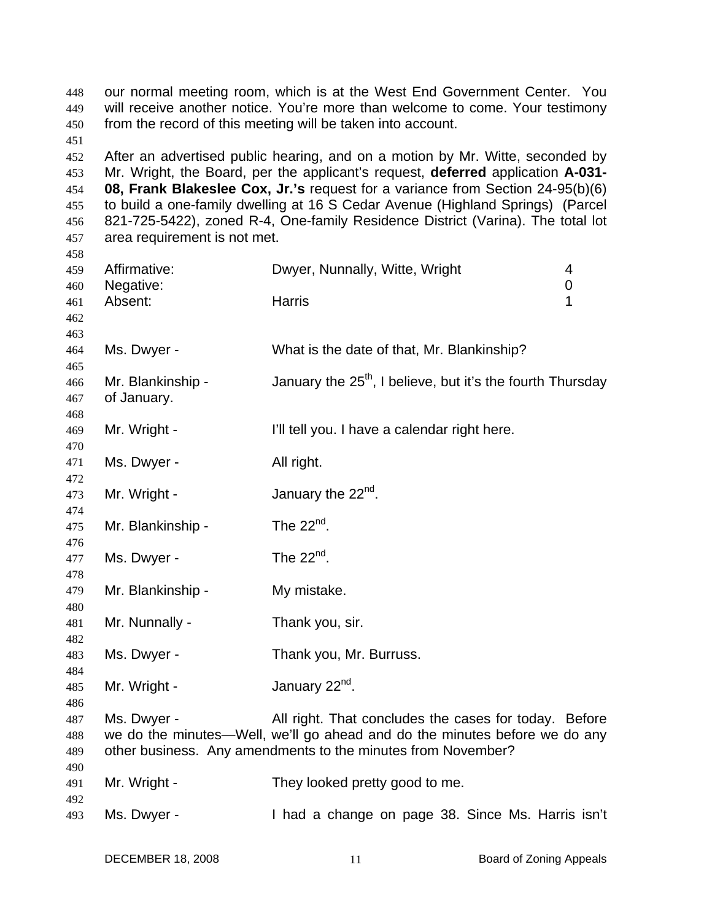our normal meeting room, which is at the West End Government Center. You will receive another notice. You're more than welcome to come. Your testimony from the record of this meeting will be taken into account.

After an advertised public hearing, and on a motion by Mr. Witte, seconded by Mr. Wright, the Board, per the applicant's request, **deferred** application **A-031-08, Frank Blakeslee Cox, Jr.'s** request for a variance from Section 24-95(b)(6) to build a one-family dwelling at 16 S Cedar Avenue (Highland Springs) (Parcel 821-725-5422), zoned R-4, One-family Residence District (Varina). The total lot area requirement is not met.

| | | |
|---|---|---|
| Affirmative: | Dwyer, Nunnally, Witte, Wright | 4 |
| Negative: | | 0 |
| Absent: | Harris | 1 |

Ms. Dwyer - What is the date of that, Mr. Blankinship?

Mr. Blankinship - January the 25th, I believe, but it's the fourth Thursday of January.

Mr. Wright - I'll tell you. I have a calendar right here.

Ms. Dwyer - All right.

Mr. Wright - January the 22nd.

Mr. Blankinship - The 22nd.

Ms. Dwyer - The 22nd.

Mr. Blankinship - My mistake.

Mr. Nunnally - Thank you, sir.

Ms. Dwyer - Thank you, Mr. Burruss.

Mr. Wright - January 22nd.

Ms. Dwyer - All right. That concludes the cases for today. Before we do the minutes—Well, we'll go ahead and do the minutes before we do any other business. Any amendments to the minutes from November?

Mr. Wright - They looked pretty good to me.

Ms. Dwyer - I had a change on page 38. Since Ms. Harris isn't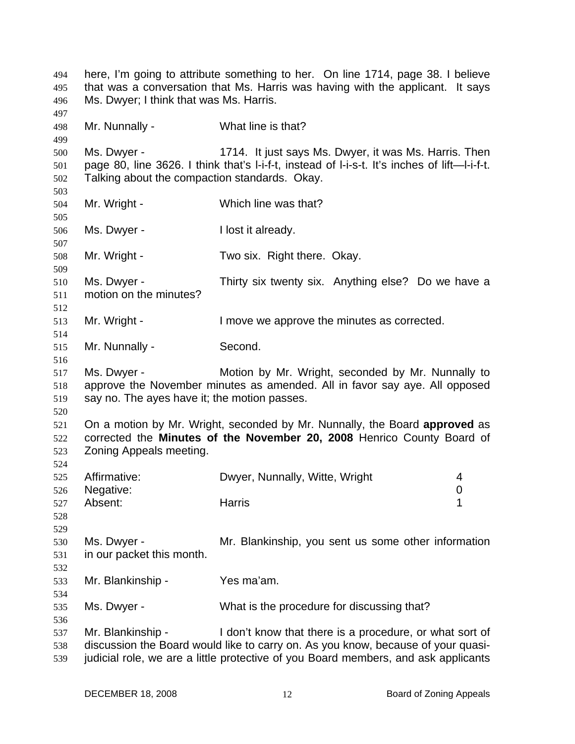here, I'm going to attribute something to her. On line 1714, page 38. I believe that was a conversation that Ms. Harris was having with the applicant. It says Ms. Dwyer; I think that was Ms. Harris.

Mr. Nunnally - What line is that?

Ms. Dwyer - 1714. It just says Ms. Dwyer, it was Ms. Harris. Then page 80, line 3626. I think that's l-i-f-t, instead of l-i-s-t. It's inches of lift—l-i-f-t. Talking about the compaction standards. Okay.

Mr. Wright - Which line was that?

Ms. Dwyer - I lost it already.

Mr. Wright - Two six. Right there. Okay.

Ms. Dwyer - Thirty six twenty six. Anything else? Do we have a motion on the minutes?

Mr. Wright - I move we approve the minutes as corrected.

Mr. Nunnally - Second.

Ms. Dwyer - Motion by Mr. Wright, seconded by Mr. Nunnally to approve the November minutes as amended. All in favor say aye. All opposed say no. The ayes have it; the motion passes.

On a motion by Mr. Wright, seconded by Mr. Nunnally, the Board **approved** as corrected the **Minutes of the November 20, 2008** Henrico County Board of Zoning Appeals meeting.

| | | |
|---|---|---|
| Affirmative: | Dwyer, Nunnally, Witte, Wright | 4 |
| Negative: | | 0 |
| Absent: | Harris | 1 |

Ms. Dwyer - Mr. Blankinship, you sent us some other information in our packet this month.

Mr. Blankinship - Yes ma'am.

Ms. Dwyer - What is the procedure for discussing that?

Mr. Blankinship - I don't know that there is a procedure, or what sort of discussion the Board would like to carry on. As you know, because of your quasi-judicial role, we are a little protective of you Board members, and ask applicants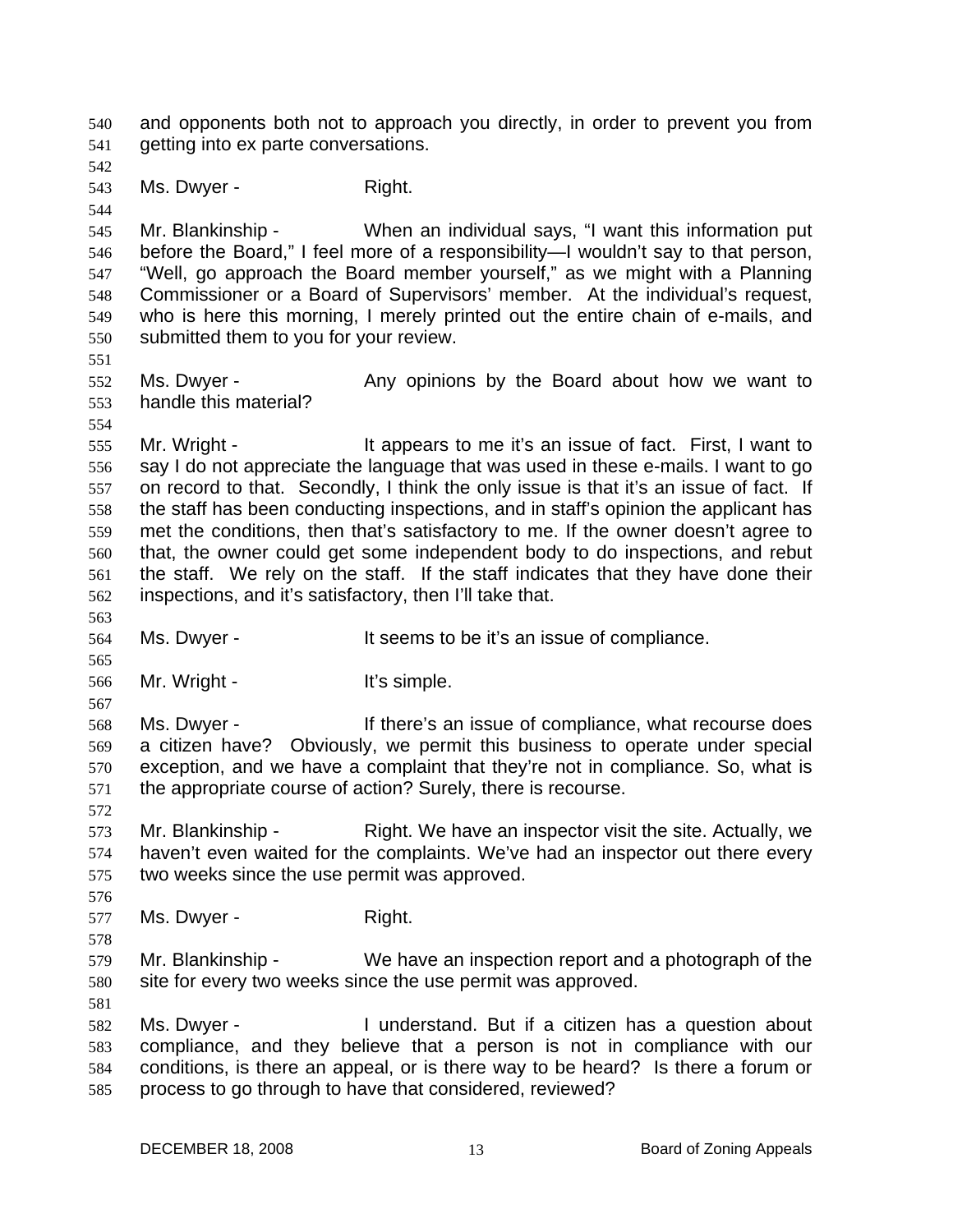and opponents both not to approach you directly, in order to prevent you from getting into ex parte conversations.

Ms. Dwyer - Right.

Mr. Blankinship - When an individual says, "I want this information put before the Board," I feel more of a responsibility—I wouldn't say to that person, "Well, go approach the Board member yourself," as we might with a Planning Commissioner or a Board of Supervisors' member. At the individual's request, who is here this morning, I merely printed out the entire chain of e-mails, and submitted them to you for your review.

Ms. Dwyer - Any opinions by the Board about how we want to handle this material?

Mr. Wright - It appears to me it's an issue of fact. First, I want to say I do not appreciate the language that was used in these e-mails. I want to go on record to that. Secondly, I think the only issue is that it's an issue of fact. If the staff has been conducting inspections, and in staff's opinion the applicant has met the conditions, then that's satisfactory to me. If the owner doesn't agree to that, the owner could get some independent body to do inspections, and rebut the staff. We rely on the staff. If the staff indicates that they have done their inspections, and it's satisfactory, then I'll take that.

Ms. Dwyer - It seems to be it's an issue of compliance.

Mr. Wright - It's simple.

Ms. Dwyer - If there's an issue of compliance, what recourse does a citizen have? Obviously, we permit this business to operate under special exception, and we have a complaint that they're not in compliance. So, what is the appropriate course of action? Surely, there is recourse.

Mr. Blankinship - Right. We have an inspector visit the site. Actually, we haven't even waited for the complaints. We've had an inspector out there every two weeks since the use permit was approved.

Ms. Dwyer - Right.

Mr. Blankinship - We have an inspection report and a photograph of the site for every two weeks since the use permit was approved.

Ms. Dwyer - I understand. But if a citizen has a question about compliance, and they believe that a person is not in compliance with our conditions, is there an appeal, or is there way to be heard? Is there a forum or process to go through to have that considered, reviewed?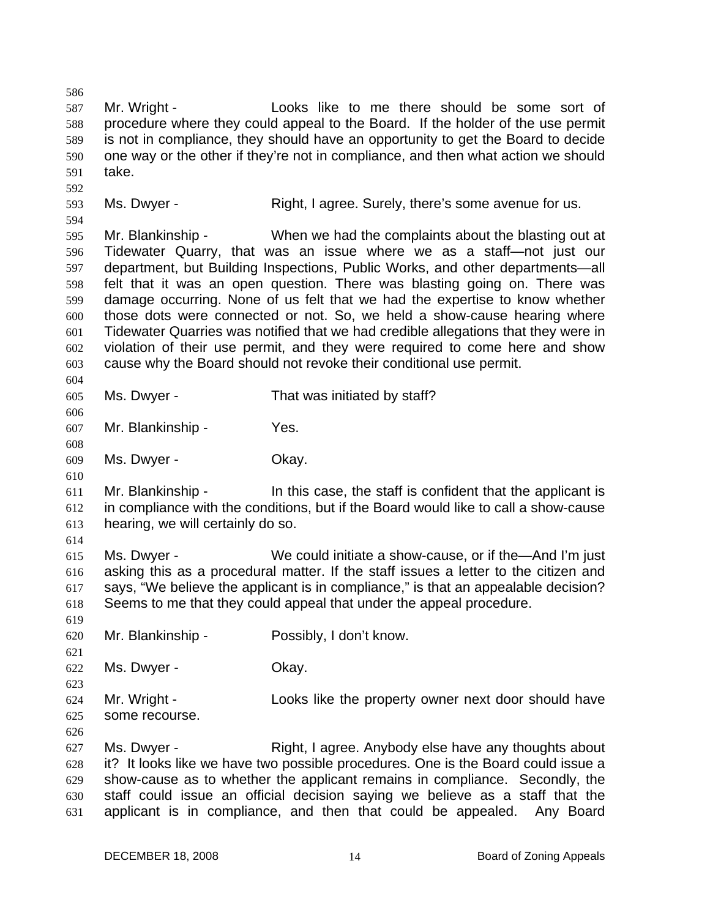Mr. Wright - Looks like to me there should be some sort of procedure where they could appeal to the Board. If the holder of the use permit is not in compliance, they should have an opportunity to get the Board to decide one way or the other if they're not in compliance, and then what action we should take.

Ms. Dwyer - Right, I agree. Surely, there's some avenue for us.

Mr. Blankinship - When we had the complaints about the blasting out at Tidewater Quarry, that was an issue where we as a staff—not just our department, but Building Inspections, Public Works, and other departments—all felt that it was an open question. There was blasting going on. There was damage occurring. None of us felt that we had the expertise to know whether those dots were connected or not. So, we held a show-cause hearing where Tidewater Quarries was notified that we had credible allegations that they were in violation of their use permit, and they were required to come here and show cause why the Board should not revoke their conditional use permit.

Ms. Dwyer - That was initiated by staff?

Mr. Blankinship - Yes.

Ms. Dwyer - Okay.

Mr. Blankinship - In this case, the staff is confident that the applicant is in compliance with the conditions, but if the Board would like to call a show-cause hearing, we will certainly do so.

Ms. Dwyer - We could initiate a show-cause, or if the—And I'm just asking this as a procedural matter. If the staff issues a letter to the citizen and says, "We believe the applicant is in compliance," is that an appealable decision? Seems to me that they could appeal that under the appeal procedure.

Mr. Blankinship - Possibly, I don't know.

Ms. Dwyer - Okay.

Mr. Wright - Looks like the property owner next door should have some recourse.

Ms. Dwyer - Right, I agree. Anybody else have any thoughts about it? It looks like we have two possible procedures. One is the Board could issue a show-cause as to whether the applicant remains in compliance. Secondly, the staff could issue an official decision saying we believe as a staff that the applicant is in compliance, and then that could be appealed. Any Board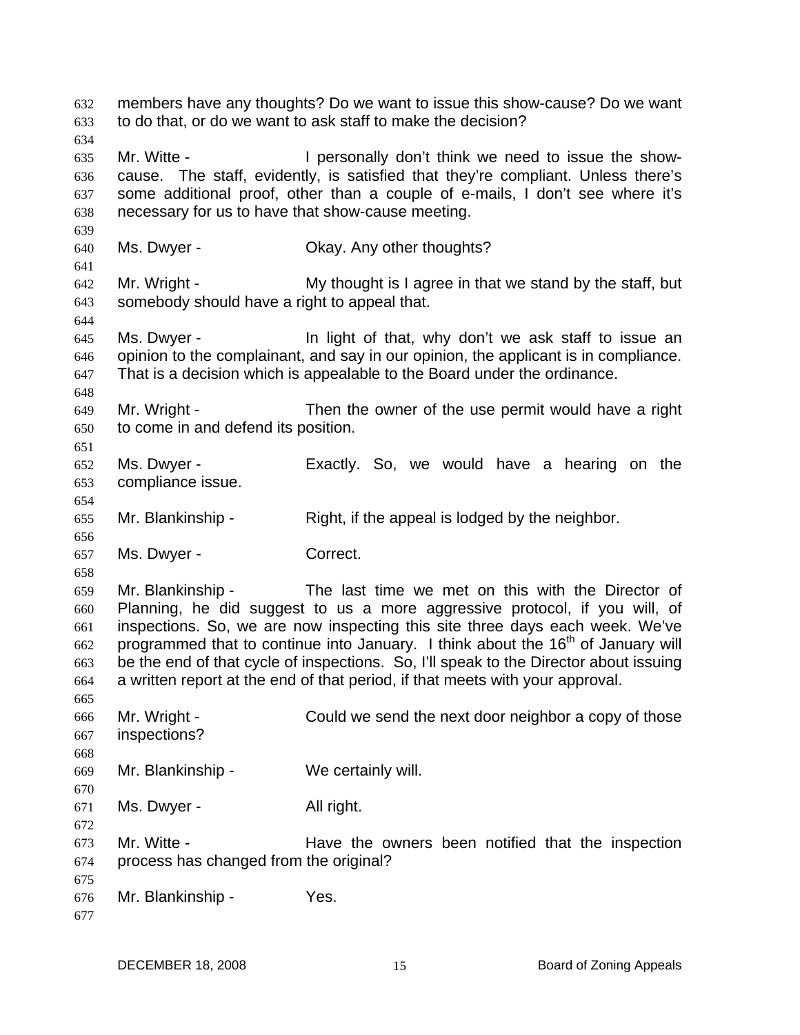members have any thoughts? Do we want to issue this show-cause? Do we want to do that, or do we want to ask staff to make the decision?

Mr. Witte - I personally don't think we need to issue the show-cause. The staff, evidently, is satisfied that they're compliant. Unless there's some additional proof, other than a couple of e-mails, I don't see where it's necessary for us to have that show-cause meeting.

Ms. Dwyer - Okay. Any other thoughts?

Mr. Wright - My thought is I agree in that we stand by the staff, but somebody should have a right to appeal that.

Ms. Dwyer - In light of that, why don't we ask staff to issue an opinion to the complainant, and say in our opinion, the applicant is in compliance. That is a decision which is appealable to the Board under the ordinance.

Mr. Wright - Then the owner of the use permit would have a right to come in and defend its position.

Ms. Dwyer - Exactly. So, we would have a hearing on the compliance issue.

Mr. Blankinship - Right, if the appeal is lodged by the neighbor.

Ms. Dwyer - Correct.

Mr. Blankinship - The last time we met on this with the Director of Planning, he did suggest to us a more aggressive protocol, if you will, of inspections. So, we are now inspecting this site three days each week. We've programmed that to continue into January. I think about the 16th of January will be the end of that cycle of inspections. So, I'll speak to the Director about issuing a written report at the end of that period, if that meets with your approval.

Mr. Wright - Could we send the next door neighbor a copy of those inspections?

Mr. Blankinship - We certainly will.

Ms. Dwyer - All right.

Mr. Witte - Have the owners been notified that the inspection process has changed from the original?

Mr. Blankinship - Yes.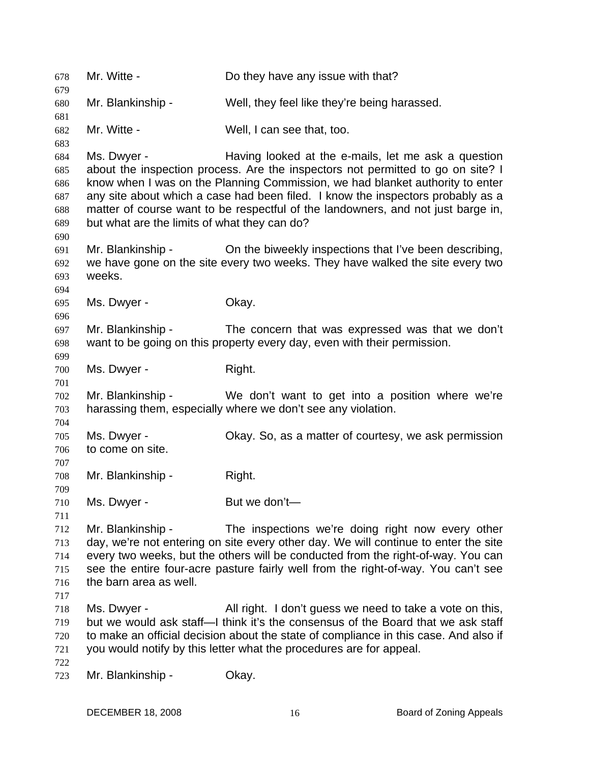Mr. Witte - Do they have any issue with that?

Mr. Blankinship - Well, they feel like they're being harassed.

Mr. Witte - Well, I can see that, too.

Ms. Dwyer - Having looked at the e-mails, let me ask a question about the inspection process. Are the inspectors not permitted to go on site? I know when I was on the Planning Commission, we had blanket authority to enter any site about which a case had been filed. I know the inspectors probably as a matter of course want to be respectful of the landowners, and not just barge in, but what are the limits of what they can do?

Mr. Blankinship - On the biweekly inspections that I've been describing, we have gone on the site every two weeks. They have walked the site every two weeks.

Ms. Dwyer - Okay.

Mr. Blankinship - The concern that was expressed was that we don't want to be going on this property every day, even with their permission.

Ms. Dwyer - Right.

Mr. Blankinship - We don't want to get into a position where we're harassing them, especially where we don't see any violation.

Ms. Dwyer - Okay. So, as a matter of courtesy, we ask permission to come on site.

Mr. Blankinship - Right.

Ms. Dwyer - But we don't—

Mr. Blankinship - The inspections we're doing right now every other day, we're not entering on site every other day. We will continue to enter the site every two weeks, but the others will be conducted from the right-of-way. You can see the entire four-acre pasture fairly well from the right-of-way. You can't see the barn area as well.

Ms. Dwyer - All right. I don't guess we need to take a vote on this, but we would ask staff—I think it's the consensus of the Board that we ask staff to make an official decision about the state of compliance in this case. And also if you would notify by this letter what the procedures are for appeal.

Mr. Blankinship - Okay.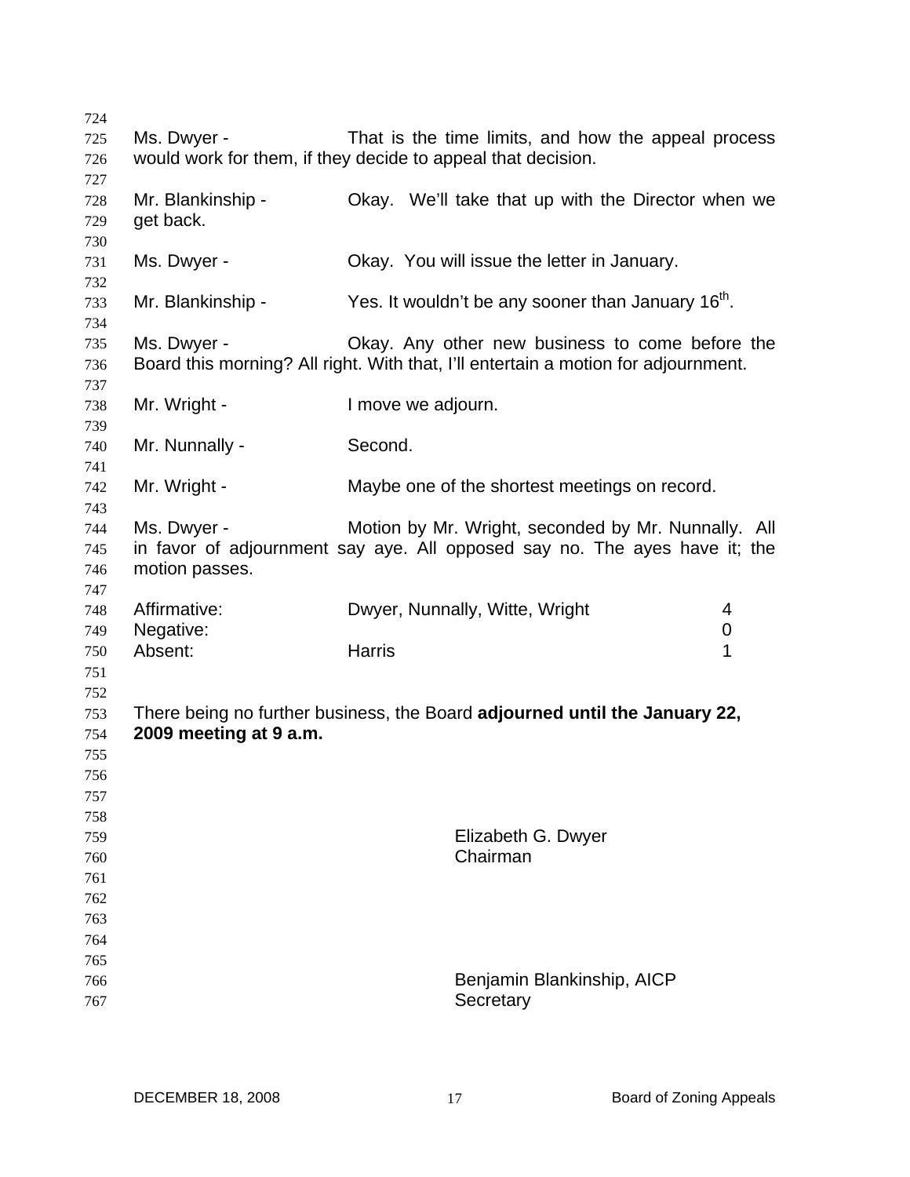Ms. Dwyer - That is the time limits, and how the appeal process would work for them, if they decide to appeal that decision.

Mr. Blankinship - Okay. We'll take that up with the Director when we get back.

Ms. Dwyer - Okay. You will issue the letter in January.

Mr. Blankinship - Yes. It wouldn't be any sooner than January 16th.

Ms. Dwyer - Okay. Any other new business to come before the Board this morning? All right. With that, I'll entertain a motion for adjournment.

Mr. Wright - I move we adjourn.

Mr. Nunnally - Second.

Mr. Wright - Maybe one of the shortest meetings on record.

Ms. Dwyer - Motion by Mr. Wright, seconded by Mr. Nunnally. All in favor of adjournment say aye. All opposed say no. The ayes have it; the motion passes.

| | | |
|---|---|---|
| Affirmative: | Dwyer, Nunnally, Witte, Wright | 4 |
| Negative: | | 0 |
| Absent: | Harris | 1 |

There being no further business, the Board **adjourned until the January 22, 2009 meeting at 9 a.m.**

Elizabeth G. Dwyer
Chairman

Benjamin Blankinship, AICP
Secretary